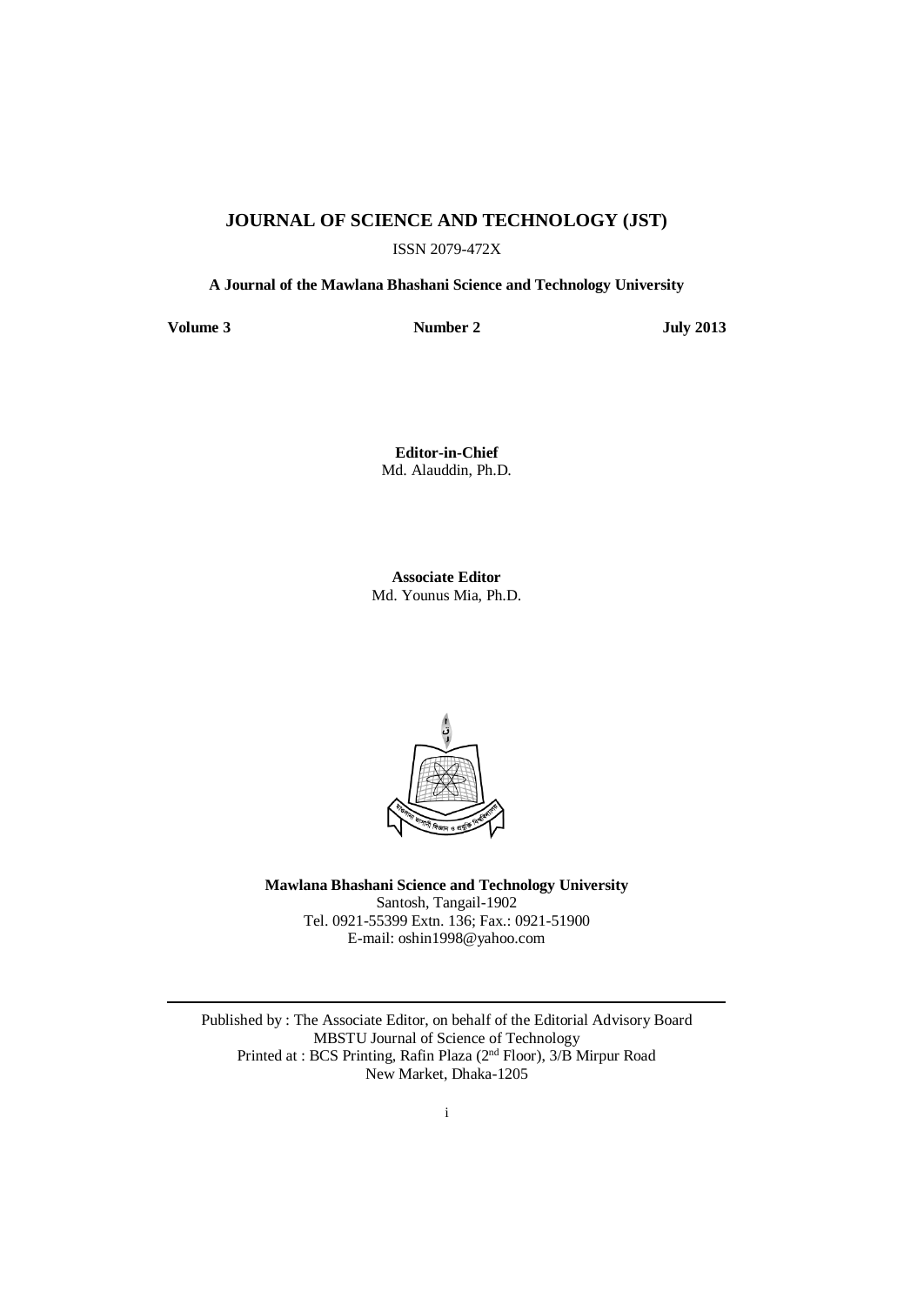# JOURNAL OF SCIENCE AND TECHNOLOGY (JST)

ISSN 2079-472X

**A Journal of the Mawlana Bhashani Science and Technology University**

**Volume 3** **Number 2** **July 2013**

**Editor-in-Chief**
Md. Alauddin, Ph.D.

**Associate Editor**
Md. Younus Mia, Ph.D.

**Mawlana Bhashani Science and Technology University**
Santosh, Tangail-1902
Tel. 0921-55399 Extn. 136; Fax.: 0921-51900
E-mail: oshin1998@yahoo.com

---

Published by : The Associate Editor, on behalf of the Editorial Advisory Board
MBSTU Journal of Science of Technology
Printed at : BCS Printing, Rafin Plaza (2nd Floor), 3/B Mirpur Road
New Market, Dhaka-1205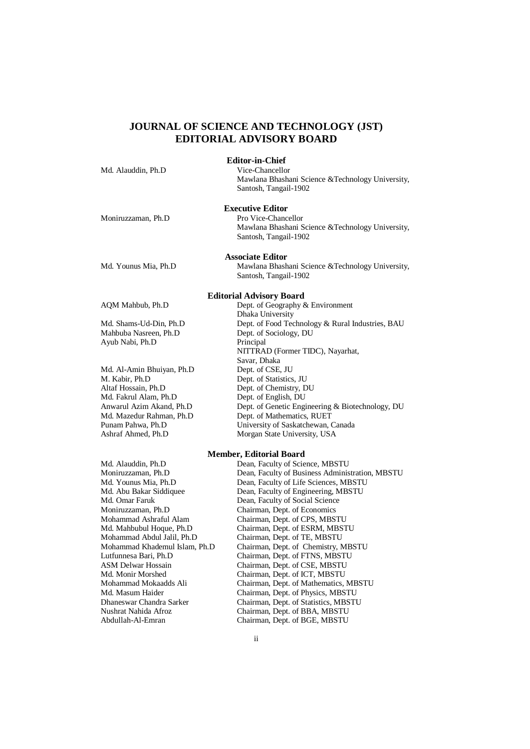# JOURNAL OF SCIENCE AND TECHNOLOGY (JST) EDITORIAL ADVISORY BOARD

## Editor-in-Chief

Md. Alauddin, Ph.D — Vice-Chancellor
Mawlana Bhashani Science &Technology University,
Santosh, Tangail-1902

## Executive Editor

Moniruzzaman, Ph.D — Pro Vice-Chancellor
Mawlana Bhashani Science &Technology University,
Santosh, Tangail-1902

## Associate Editor

Md. Younus Mia, Ph.D — Mawlana Bhashani Science &Technology University,
Santosh, Tangail-1902

## Editorial Advisory Board

| | |
|---|---|
| AQM Mahbub, Ph.D | Dept. of Geography & Environment, Dhaka University |
| Md. Shams-Ud-Din, Ph.D | Dept. of Food Technology & Rural Industries, BAU |
| Mahbuba Nasreen, Ph.D | Dept. of Sociology, DU |
| Ayub Nabi, Ph.D | Principal, NITTRAD (Former TIDC), Nayarhat, Savar, Dhaka |
| Md. Al-Amin Bhuiyan, Ph.D | Dept. of CSE, JU |
| M. Kabir, Ph.D | Dept. of Statistics, JU |
| Altaf Hossain, Ph.D | Dept. of Chemistry, DU |
| Md. Fakrul Alam, Ph.D | Dept. of English, DU |
| Anwarul Azim Akand, Ph.D | Dept. of Genetic Engineering & Biotechnology, DU |
| Md. Mazedur Rahman, Ph.D | Dept. of Mathematics, RUET |
| Punam Pahwa, Ph.D | University of Saskatchewan, Canada |
| Ashraf Ahmed, Ph.D | Morgan State University, USA |

## Member, Editorial Board

| | |
|---|---|
| Md. Alauddin, Ph.D | Dean, Faculty of Science, MBSTU |
| Moniruzzaman, Ph.D | Dean, Faculty of Business Administration, MBSTU |
| Md. Younus Mia, Ph.D | Dean, Faculty of Life Sciences, MBSTU |
| Md. Abu Bakar Siddiquee | Dean, Faculty of Engineering, MBSTU |
| Md. Omar Faruk | Dean, Faculty of Social Science |
| Moniruzzaman, Ph.D | Chairman, Dept. of Economics |
| Mohammad Ashraful Alam | Chairman, Dept. of CPS, MBSTU |
| Md. Mahbubul Hoque, Ph.D | Chairman, Dept. of ESRM, MBSTU |
| Mohammad Abdul Jalil, Ph.D | Chairman, Dept. of TE, MBSTU |
| Mohammad Khademul Islam, Ph.D | Chairman, Dept. of Chemistry, MBSTU |
| Lutfunnesa Bari, Ph.D | Chairman, Dept. of FTNS, MBSTU |
| ASM Delwar Hossain | Chairman, Dept. of CSE, MBSTU |
| Md. Monir Morshed | Chairman, Dept. of ICT, MBSTU |
| Mohammad Mokaadds Ali | Chairman, Dept. of Mathematics, MBSTU |
| Md. Masum Haider | Chairman, Dept. of Physics, MBSTU |
| Dhaneswar Chandra Sarker | Chairman, Dept. of Statistics, MBSTU |
| Nushrat Nahida Afroz | Chairman, Dept. of BBA, MBSTU |
| Abdullah-Al-Emran | Chairman, Dept. of BGE, MBSTU |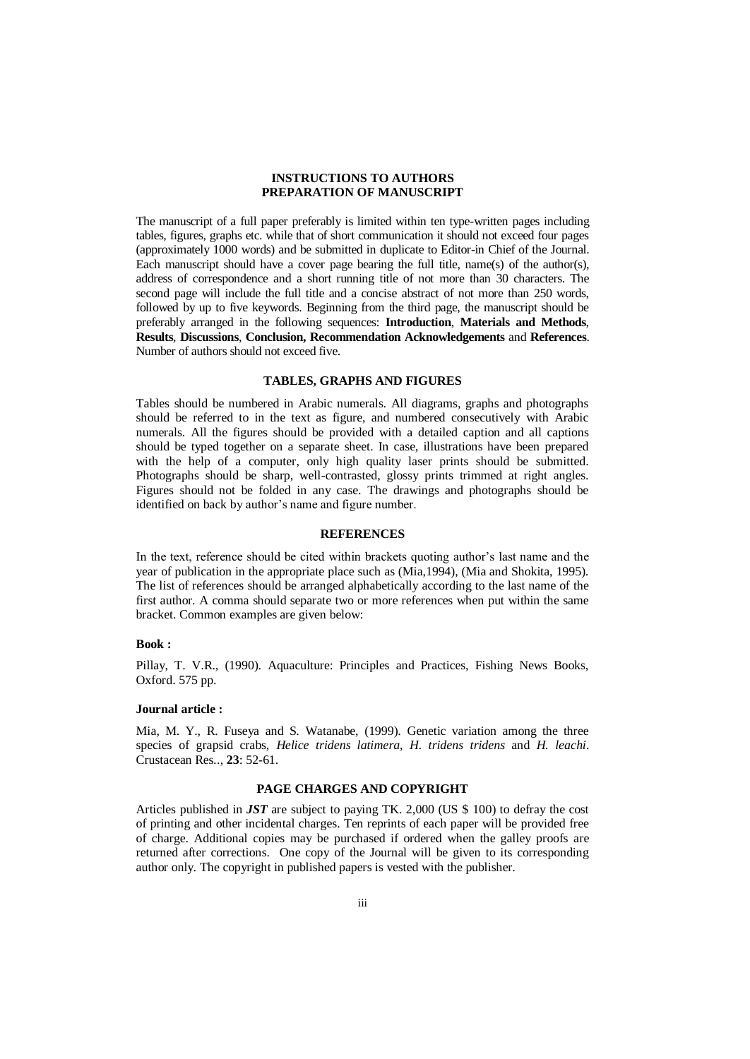## INSTRUCTIONS TO AUTHORS
## PREPARATION OF MANUSCRIPT

The manuscript of a full paper preferably is limited within ten type-written pages including tables, figures, graphs etc. while that of short communication it should not exceed four pages (approximately 1000 words) and be submitted in duplicate to Editor-in Chief of the Journal. Each manuscript should have a cover page bearing the full title, name(s) of the author(s), address of correspondence and a short running title of not more than 30 characters. The second page will include the full title and a concise abstract of not more than 250 words, followed by up to five keywords. Beginning from the third page, the manuscript should be preferably arranged in the following sequences: **Introduction**, **Materials and Methods**, **Results**, **Discussions**, **Conclusion, Recommendation Acknowledgements** and **References**. Number of authors should not exceed five.

## TABLES, GRAPHS AND FIGURES

Tables should be numbered in Arabic numerals. All diagrams, graphs and photographs should be referred to in the text as figure, and numbered consecutively with Arabic numerals. All the figures should be provided with a detailed caption and all captions should be typed together on a separate sheet. In case, illustrations have been prepared with the help of a computer, only high quality laser prints should be submitted. Photographs should be sharp, well-contrasted, glossy prints trimmed at right angles. Figures should not be folded in any case. The drawings and photographs should be identified on back by author's name and figure number.

## REFERENCES

In the text, reference should be cited within brackets quoting author's last name and the year of publication in the appropriate place such as (Mia,1994), (Mia and Shokita, 1995). The list of references should be arranged alphabetically according to the last name of the first author. A comma should separate two or more references when put within the same bracket. Common examples are given below:

**Book :**

Pillay, T. V.R., (1990). Aquaculture: Principles and Practices, Fishing News Books, Oxford. 575 pp.

**Journal article :**

Mia, M. Y., R. Fuseya and S. Watanabe, (1999). Genetic variation among the three species of grapsid crabs, *Helice tridens latimera*, *H. tridens tridens* and *H. leachi*. Crustacean Res.., **23**: 52-61.

## PAGE CHARGES AND COPYRIGHT

Articles published in ***JST*** are subject to paying TK. 2,000 (US $ 100) to defray the cost of printing and other incidental charges. Ten reprints of each paper will be provided free of charge. Additional copies may be purchased if ordered when the galley proofs are returned after corrections. One copy of the Journal will be given to its corresponding author only. The copyright in published papers is vested with the publisher.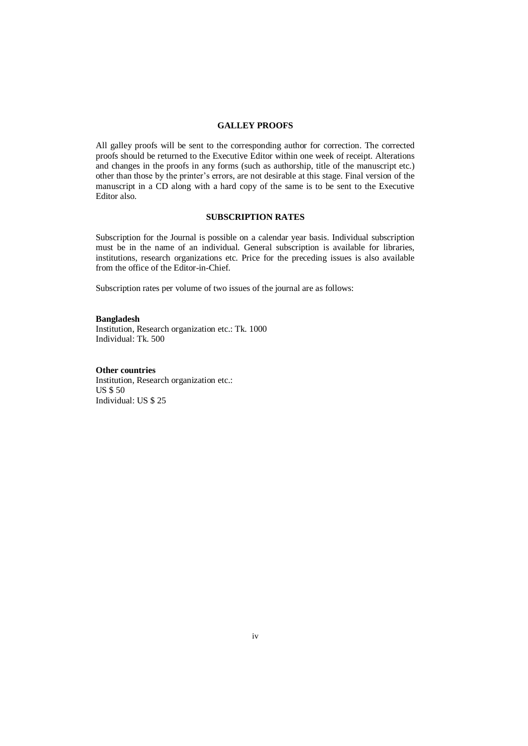## GALLEY PROOFS

All galley proofs will be sent to the corresponding author for correction. The corrected proofs should be returned to the Executive Editor within one week of receipt. Alterations and changes in the proofs in any forms (such as authorship, title of the manuscript etc.) other than those by the printer's errors, are not desirable at this stage. Final version of the manuscript in a CD along with a hard copy of the same is to be sent to the Executive Editor also.

## SUBSCRIPTION RATES

Subscription for the Journal is possible on a calendar year basis. Individual subscription must be in the name of an individual. General subscription is available for libraries, institutions, research organizations etc. Price for the preceding issues is also available from the office of the Editor-in-Chief.

Subscription rates per volume of two issues of the journal are as follows:

**Bangladesh**
Institution, Research organization etc.: Tk. 1000
Individual: Tk. 500

**Other countries**
Institution, Research organization etc.:
US $ 50
Individual: US $ 25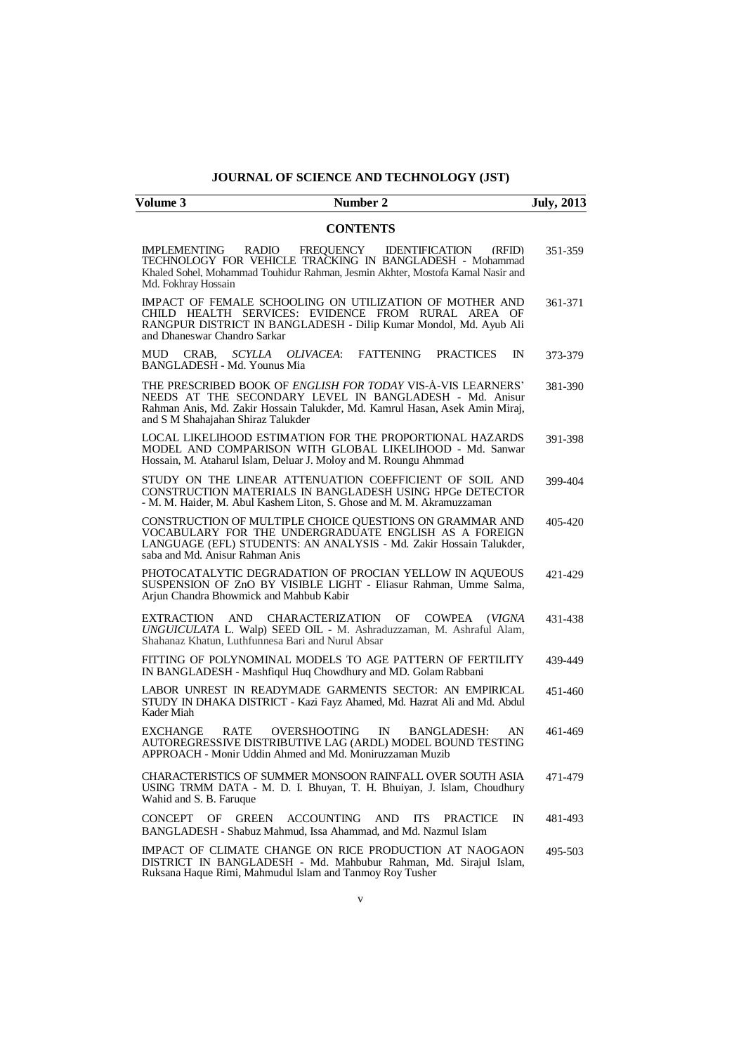# JOURNAL OF SCIENCE AND TECHNOLOGY (JST)

| Volume 3 | Number 2 | July, 2013 |
|---|---|---|

## CONTENTS

| | |
|---|---|
| IMPLEMENTING RADIO FREQUENCY IDENTIFICATION (RFID) TECHNOLOGY FOR VEHICLE TRACKING IN BANGLADESH - Mohammad Khaled Sohel, Mohammad Touhidur Rahman, Jesmin Akhter, Mostofa Kamal Nasir and Md. Fokhray Hossain | 351-359 |
| IMPACT OF FEMALE SCHOOLING ON UTILIZATION OF MOTHER AND CHILD HEALTH SERVICES: EVIDENCE FROM RURAL AREA OF RANGPUR DISTRICT IN BANGLADESH - Dilip Kumar Mondol, Md. Ayub Ali and Dhaneswar Chandro Sarkar | 361-371 |
| MUD CRAB, *SCYLLA OLIVACEA*: FATTENING PRACTICES IN BANGLADESH - Md. Younus Mia | 373-379 |
| THE PRESCRIBED BOOK OF *ENGLISH FOR TODAY* VIS-À-VIS LEARNERS' NEEDS AT THE SECONDARY LEVEL IN BANGLADESH - Md. Anisur Rahman Anis, Md. Zakir Hossain Talukder, Md. Kamrul Hasan, Asek Amin Miraj, and S M Shahajahan Shiraz Talukder | 381-390 |
| LOCAL LIKELIHOOD ESTIMATION FOR THE PROPORTIONAL HAZARDS MODEL AND COMPARISON WITH GLOBAL LIKELIHOOD - Md. Sanwar Hossain, M. Ataharul Islam, Deluar J. Moloy and M. Roungu Ahmmad | 391-398 |
| STUDY ON THE LINEAR ATTENUATION COEFFICIENT OF SOIL AND CONSTRUCTION MATERIALS IN BANGLADESH USING HPGe DETECTOR - M. M. Haider, M. Abul Kashem Liton, S. Ghose and M. M. Akramuzzaman | 399-404 |
| CONSTRUCTION OF MULTIPLE CHOICE QUESTIONS ON GRAMMAR AND VOCABULARY FOR THE UNDERGRADUATE ENGLISH AS A FOREIGN LANGUAGE (EFL) STUDENTS: AN ANALYSIS - Md. Zakir Hossain Talukder, saba and Md. Anisur Rahman Anis | 405-420 |
| PHOTOCATALYTIC DEGRADATION OF PROCIAN YELLOW IN AQUEOUS SUSPENSION OF ZnO BY VISIBLE LIGHT - Eliasur Rahman, Umme Salma, Arjun Chandra Bhowmick and Mahbub Kabir | 421-429 |
| EXTRACTION AND CHARACTERIZATION OF COWPEA (*VIGNA UNGUICULATA* L. Walp) SEED OIL - M. Ashraduzzaman, M. Ashraful Alam, Shahanaz Khatun, Luthfunnesa Bari and Nurul Absar | 431-438 |
| FITTING OF POLYNOMINAL MODELS TO AGE PATTERN OF FERTILITY IN BANGLADESH - Mashfiqul Huq Chowdhury and MD. Golam Rabbani | 439-449 |
| LABOR UNREST IN READYMADE GARMENTS SECTOR: AN EMPIRICAL STUDY IN DHAKA DISTRICT - Kazi Fayz Ahamed, Md. Hazrat Ali and Md. Abdul Kader Miah | 451-460 |
| EXCHANGE RATE OVERSHOOTING IN BANGLADESH: AN AUTOREGRESSIVE DISTRIBUTIVE LAG (ARDL) MODEL BOUND TESTING APPROACH - Monir Uddin Ahmed and Md. Moniruzzaman Muzib | 461-469 |
| CHARACTERISTICS OF SUMMER MONSOON RAINFALL OVER SOUTH ASIA USING TRMM DATA - M. D. I. Bhuyan, T. H. Bhuiyan, J. Islam, Choudhury Wahid and S. B. Faruque | 471-479 |
| CONCEPT OF GREEN ACCOUNTING AND ITS PRACTICE IN BANGLADESH - Shabuz Mahmud, Issa Ahammad, and Md. Nazmul Islam | 481-493 |
| IMPACT OF CLIMATE CHANGE ON RICE PRODUCTION AT NAOGAON DISTRICT IN BANGLADESH - Md. Mahbubur Rahman, Md. Sirajul Islam, Ruksana Haque Rimi, Mahmudul Islam and Tanmoy Roy Tusher | 495-503 |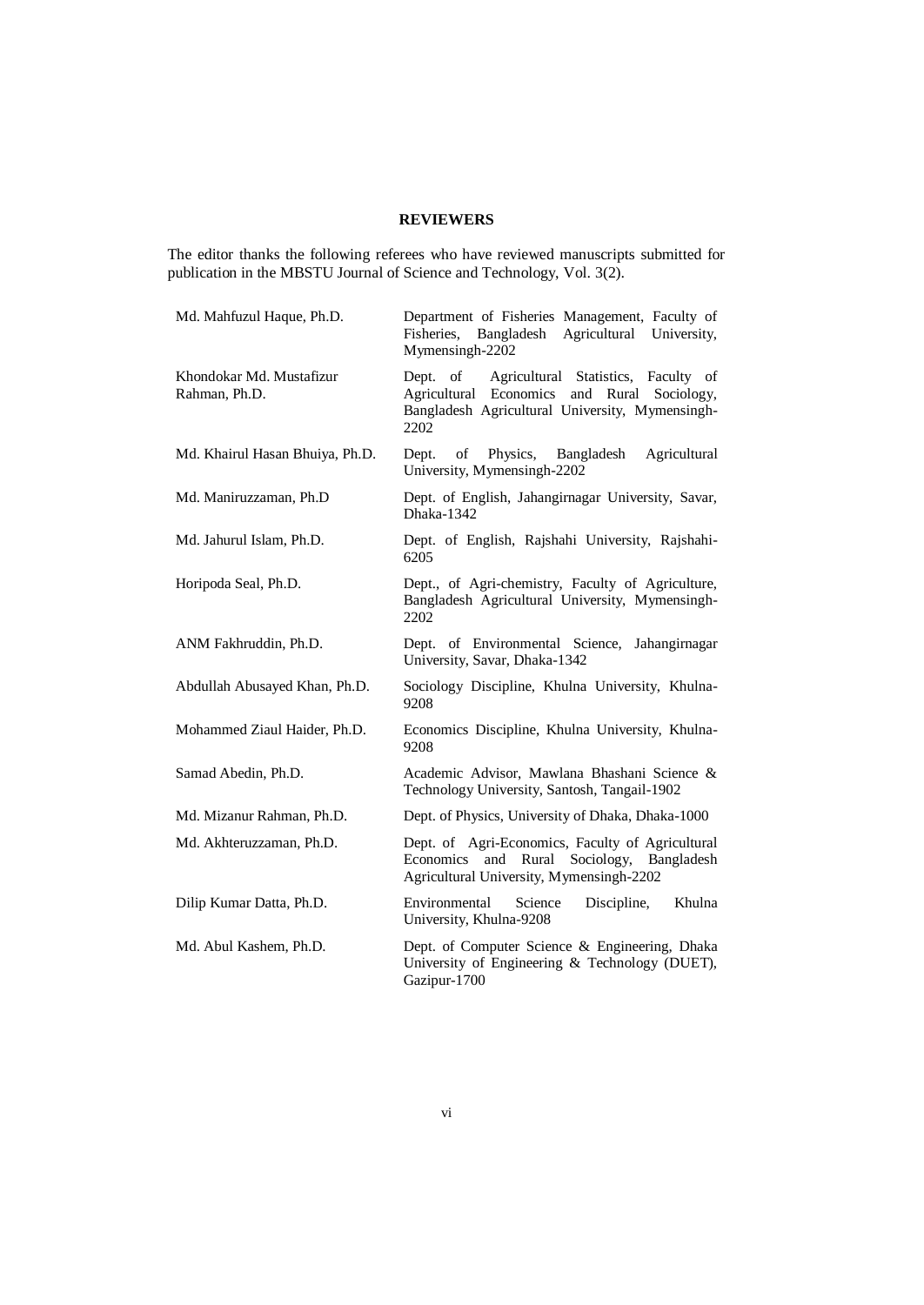## REVIEWERS

The editor thanks the following referees who have reviewed manuscripts submitted for publication in the MBSTU Journal of Science and Technology, Vol. 3(2).

| | |
|---|---|
| Md. Mahfuzul Haque, Ph.D. | Department of Fisheries Management, Faculty of Fisheries, Bangladesh Agricultural University, Mymensingh-2202 |
| Khondokar Md. Mustafizur Rahman, Ph.D. | Dept. of Agricultural Statistics, Faculty of Agricultural Economics and Rural Sociology, Bangladesh Agricultural University, Mymensingh-2202 |
| Md. Khairul Hasan Bhuiya, Ph.D. | Dept. of Physics, Bangladesh Agricultural University, Mymensingh-2202 |
| Md. Maniruzzaman, Ph.D | Dept. of English, Jahangirnagar University, Savar, Dhaka-1342 |
| Md. Jahurul Islam, Ph.D. | Dept. of English, Rajshahi University, Rajshahi-6205 |
| Horipoda Seal, Ph.D. | Dept., of Agri-chemistry, Faculty of Agriculture, Bangladesh Agricultural University, Mymensingh-2202 |
| ANM Fakhruddin, Ph.D. | Dept. of Environmental Science, Jahangirnagar University, Savar, Dhaka-1342 |
| Abdullah Abusayed Khan, Ph.D. | Sociology Discipline, Khulna University, Khulna-9208 |
| Mohammed Ziaul Haider, Ph.D. | Economics Discipline, Khulna University, Khulna-9208 |
| Samad Abedin, Ph.D. | Academic Advisor, Mawlana Bhashani Science & Technology University, Santosh, Tangail-1902 |
| Md. Mizanur Rahman, Ph.D. | Dept. of Physics, University of Dhaka, Dhaka-1000 |
| Md. Akhteruzzaman, Ph.D. | Dept. of Agri-Economics, Faculty of Agricultural Economics and Rural Sociology, Bangladesh Agricultural University, Mymensingh-2202 |
| Dilip Kumar Datta, Ph.D. | Environmental Science Discipline, Khulna University, Khulna-9208 |
| Md. Abul Kashem, Ph.D. | Dept. of Computer Science & Engineering, Dhaka University of Engineering & Technology (DUET), Gazipur-1700 |